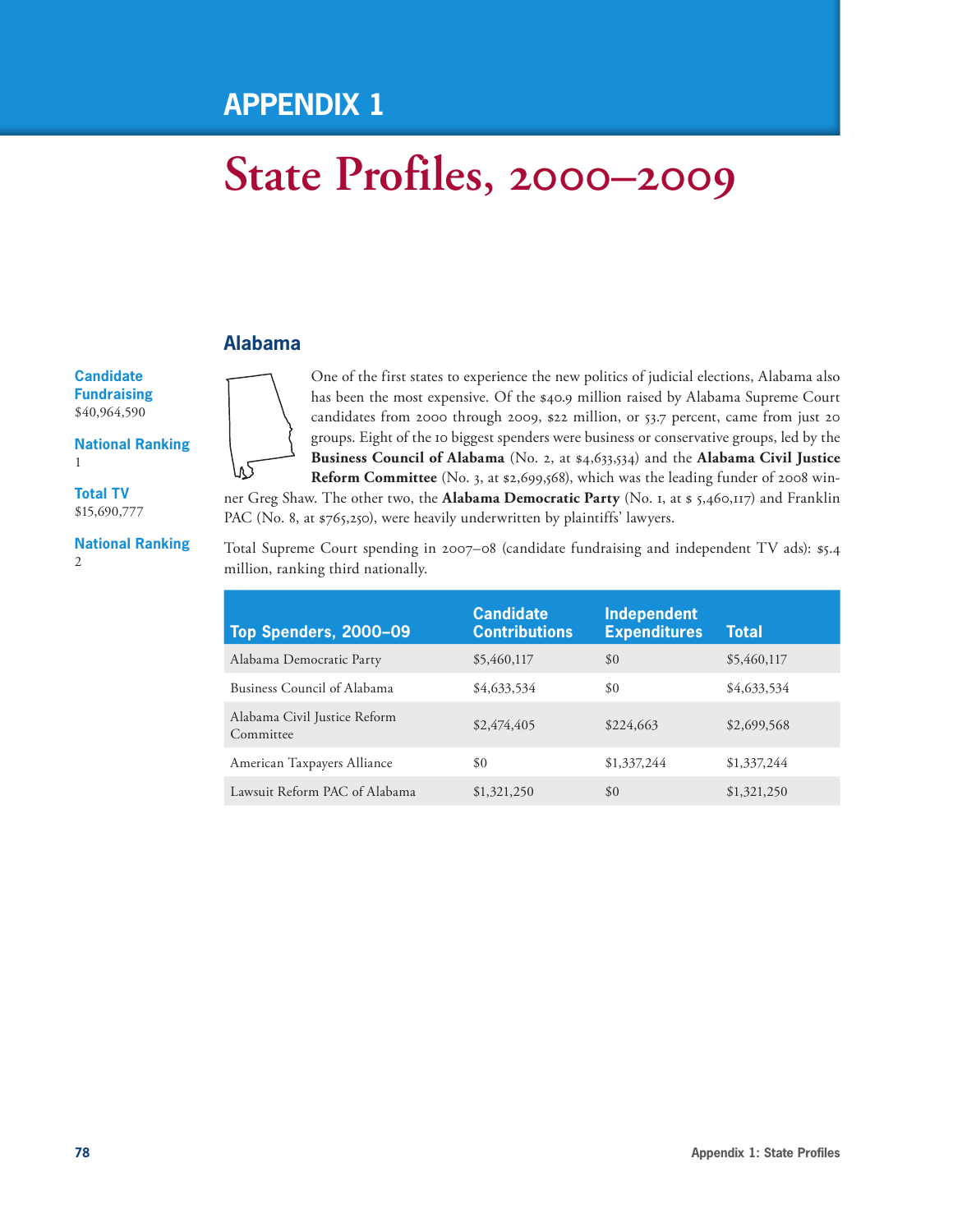# APPENDIX 1

# State Profiles, 2000–2009

## Alabama

**Candidate Fundraising**
$40,964,590

**National Ranking**
1

**Total TV**
$15,690,777

**National Ranking**
2

One of the first states to experience the new politics of judicial elections, Alabama also has been the most expensive. Of the $40.9 million raised by Alabama Supreme Court candidates from 2000 through 2009, $22 million, or 53.7 percent, came from just 20 groups. Eight of the 10 biggest spenders were business or conservative groups, led by the **Business Council of Alabama** (No. 2, at $4,633,534) and the **Alabama Civil Justice Reform Committee** (No. 3, at $2,699,568), which was the leading funder of 2008 winner Greg Shaw. The other two, the **Alabama Democratic Party** (No. 1, at $ 5,460,117) and Franklin PAC (No. 8, at $765,250), were heavily underwritten by plaintiffs' lawyers.

Total Supreme Court spending in 2007–08 (candidate fundraising and independent TV ads): $5.4 million, ranking third nationally.

| Top Spenders, 2000–09 | Candidate Contributions | Independent Expenditures | Total |
|---|---|---|---|
| Alabama Democratic Party | $5,460,117 | $0 | $5,460,117 |
| Business Council of Alabama | $4,633,534 | $0 | $4,633,534 |
| Alabama Civil Justice Reform Committee | $2,474,405 | $224,663 | $2,699,568 |
| American Taxpayers Alliance | $0 | $1,337,244 | $1,337,244 |
| Lawsuit Reform PAC of Alabama | $1,321,250 | $0 | $1,321,250 |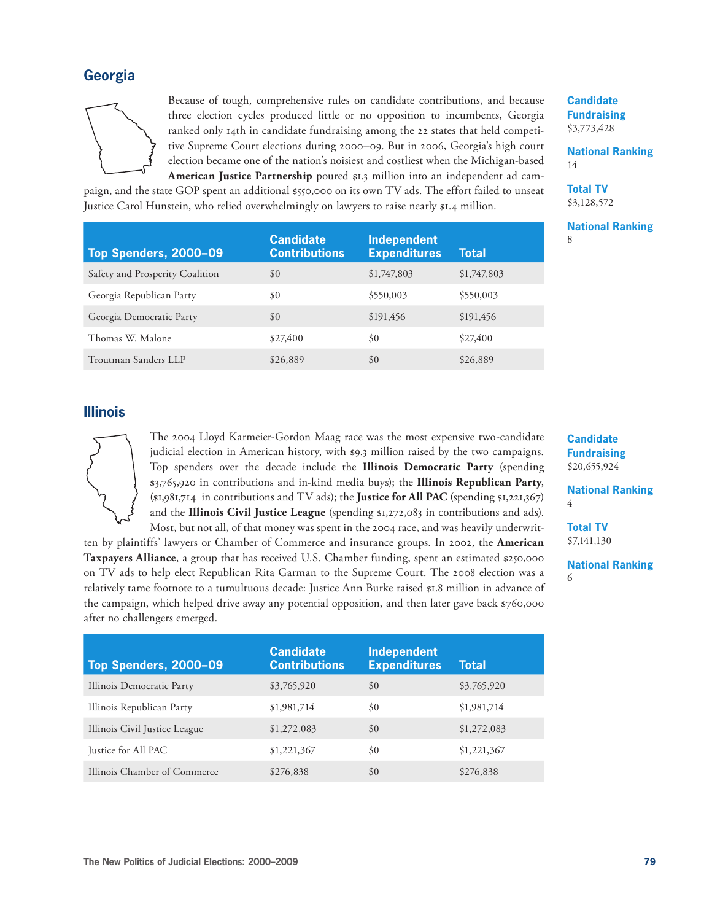## Georgia

Because of tough, comprehensive rules on candidate contributions, and because three election cycles produced little or no opposition to incumbents, Georgia ranked only 14th in candidate fundraising among the 22 states that held competitive Supreme Court elections during 2000–09. But in 2006, Georgia's high court election became one of the nation's noisiest and costliest when the Michigan-based **American Justice Partnership** poured $1.3 million into an independent ad campaign, and the state GOP spent an additional $550,000 on its own TV ads. The effort failed to unseat Justice Carol Hunstein, who relied overwhelmingly on lawyers to raise nearly $1.4 million.

**Candidate Fundraising**
$3,773,428

**National Ranking**
14

**Total TV**
$3,128,572

**National Ranking**
8

| Top Spenders, 2000–09 | Candidate Contributions | Independent Expenditures | Total |
|---|---|---|---|
| Safety and Prosperity Coalition | $0 | $1,747,803 | $1,747,803 |
| Georgia Republican Party | $0 | $550,003 | $550,003 |
| Georgia Democratic Party | $0 | $191,456 | $191,456 |
| Thomas W. Malone | $27,400 | $0 | $27,400 |
| Troutman Sanders LLP | $26,889 | $0 | $26,889 |

## Illinois

The 2004 Lloyd Karmeier-Gordon Maag race was the most expensive two-candidate judicial election in American history, with $9.3 million raised by the two campaigns. Top spenders over the decade include the **Illinois Democratic Party** (spending $3,765,920 in contributions and in-kind media buys); the **Illinois Republican Party**, ($1,981,714 in contributions and TV ads); the **Justice for All PAC** (spending $1,221,367) and the **Illinois Civil Justice League** (spending $1,272,083 in contributions and ads). Most, but not all, of that money was spent in the 2004 race, and was heavily underwritten by plaintiffs' lawyers or Chamber of Commerce and insurance groups. In 2002, the **American Taxpayers Alliance**, a group that has received U.S. Chamber funding, spent an estimated $250,000 on TV ads to help elect Republican Rita Garman to the Supreme Court. The 2008 election was a relatively tame footnote to a tumultuous decade: Justice Ann Burke raised $1.8 million in advance of the campaign, which helped drive away any potential opposition, and then later gave back $760,000 after no challengers emerged.

**Candidate Fundraising**
$20,655,924

**National Ranking**
4

**Total TV**
$7,141,130

**National Ranking**
6

| Top Spenders, 2000–09 | Candidate Contributions | Independent Expenditures | Total |
|---|---|---|---|
| Illinois Democratic Party | $3,765,920 | $0 | $3,765,920 |
| Illinois Republican Party | $1,981,714 | $0 | $1,981,714 |
| Illinois Civil Justice League | $1,272,083 | $0 | $1,272,083 |
| Justice for All PAC | $1,221,367 | $0 | $1,221,367 |
| Illinois Chamber of Commerce | $276,838 | $0 | $276,838 |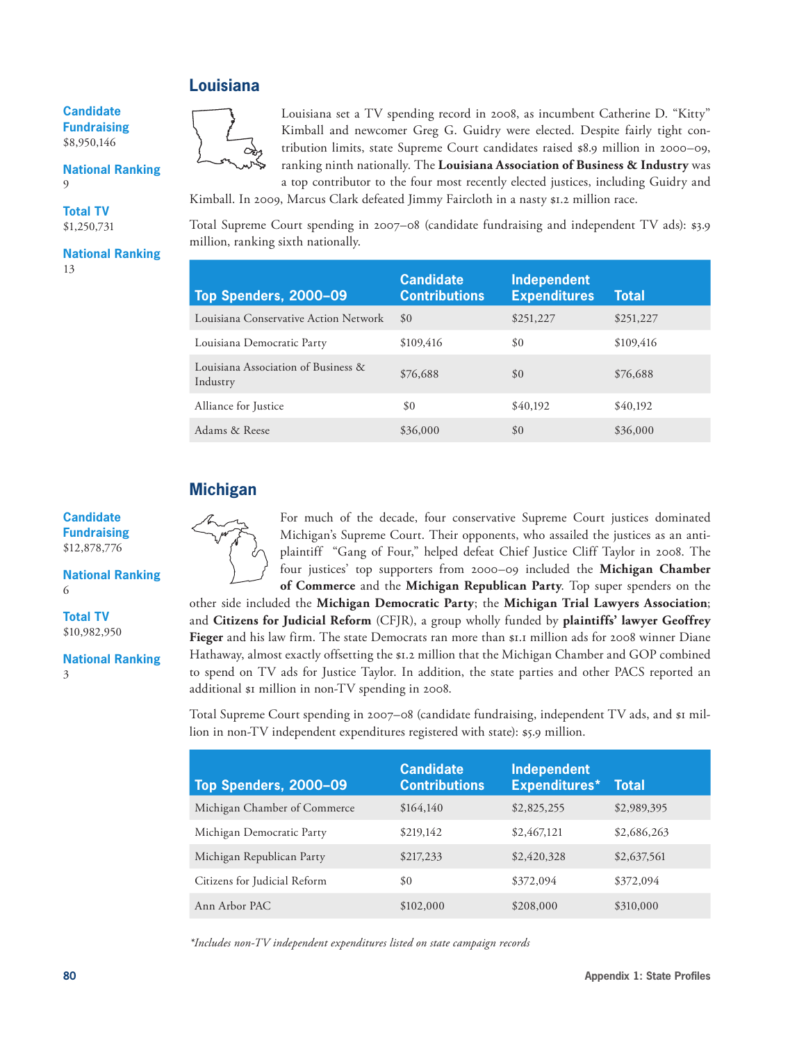## Louisiana

**Candidate Fundraising**
$8,950,146

**National Ranking**
9

**Total TV**
$1,250,731

**National Ranking**
13

Louisiana set a TV spending record in 2008, as incumbent Catherine D. "Kitty" Kimball and newcomer Greg G. Guidry were elected. Despite fairly tight contribution limits, state Supreme Court candidates raised $8.9 million in 2000–09, ranking ninth nationally. The **Louisiana Association of Business & Industry** was a top contributor to the four most recently elected justices, including Guidry and Kimball. In 2009, Marcus Clark defeated Jimmy Faircloth in a nasty $1.2 million race.

Total Supreme Court spending in 2007–08 (candidate fundraising and independent TV ads): $3.9 million, ranking sixth nationally.

| Top Spenders, 2000–09 | Candidate Contributions | Independent Expenditures | Total |
|---|---|---|---|
| Louisiana Conservative Action Network | $0 | $251,227 | $251,227 |
| Louisiana Democratic Party | $109,416 | $0 | $109,416 |
| Louisiana Association of Business & Industry | $76,688 | $0 | $76,688 |
| Alliance for Justice | $0 | $40,192 | $40,192 |
| Adams & Reese | $36,000 | $0 | $36,000 |

## Michigan

**Candidate Fundraising**
$12,878,776

**National Ranking**
6

**Total TV**
$10,982,950

**National Ranking**
3

For much of the decade, four conservative Supreme Court justices dominated Michigan's Supreme Court. Their opponents, who assailed the justices as an anti-plaintiff "Gang of Four," helped defeat Chief Justice Cliff Taylor in 2008. The four justices' top supporters from 2000–09 included the **Michigan Chamber of Commerce** and the **Michigan Republican Party**. Top super spenders on the other side included the **Michigan Democratic Party**; the **Michigan Trial Lawyers Association**; and **Citizens for Judicial Reform** (CFJR), a group wholly funded by **plaintiffs' lawyer Geoffrey Fieger** and his law firm. The state Democrats ran more than $1.1 million ads for 2008 winner Diane Hathaway, almost exactly offsetting the $1.2 million that the Michigan Chamber and GOP combined to spend on TV ads for Justice Taylor. In addition, the state parties and other PACS reported an additional $1 million in non-TV spending in 2008.

Total Supreme Court spending in 2007–08 (candidate fundraising, independent TV ads, and $1 million in non-TV independent expenditures registered with state): $5.9 million.

| Top Spenders, 2000–09 | Candidate Contributions | Independent Expenditures* | Total |
|---|---|---|---|
| Michigan Chamber of Commerce | $164,140 | $2,825,255 | $2,989,395 |
| Michigan Democratic Party | $219,142 | $2,467,121 | $2,686,263 |
| Michigan Republican Party | $217,233 | $2,420,328 | $2,637,561 |
| Citizens for Judicial Reform | $0 | $372,094 | $372,094 |
| Ann Arbor PAC | $102,000 | $208,000 | $310,000 |

*\*Includes non-TV independent expenditures listed on state campaign records*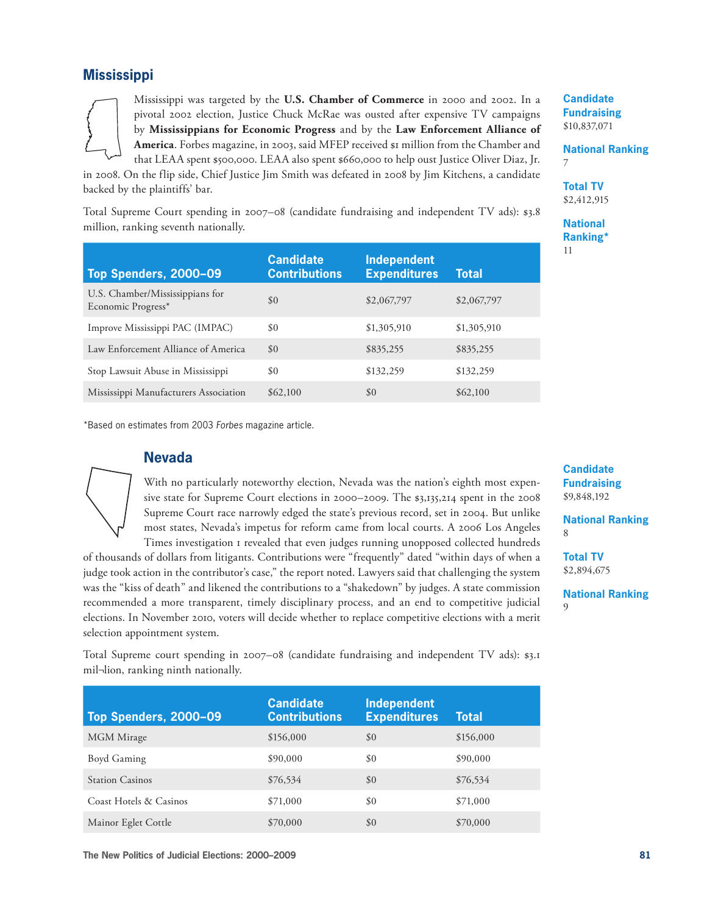## Mississippi

Mississippi was targeted by the **U.S. Chamber of Commerce** in 2000 and 2002. In a pivotal 2002 election, Justice Chuck McRae was ousted after expensive TV campaigns by **Mississippians for Economic Progress** and by the **Law Enforcement Alliance of America**. Forbes magazine, in 2003, said MFEP received $1 million from the Chamber and that LEAA spent $500,000. LEAA also spent $660,000 to help oust Justice Oliver Diaz, Jr. in 2008. On the flip side, Chief Justice Jim Smith was defeated in 2008 by Jim Kitchens, a candidate backed by the plaintiffs' bar.

Total Supreme Court spending in 2007–08 (candidate fundraising and independent TV ads): $3.8 million, ranking seventh nationally.

**Candidate Fundraising**
$10,837,071

**National Ranking**
7

**Total TV**
$2,412,915

**National Ranking***
11

| Top Spenders, 2000–09 | Candidate Contributions | Independent Expenditures | Total |
|---|---|---|---|
| U.S. Chamber/Mississippians for Economic Progress* | $0 | $2,067,797 | $2,067,797 |
| Improve Mississippi PAC (IMPAC) | $0 | $1,305,910 | $1,305,910 |
| Law Enforcement Alliance of America | $0 | $835,255 | $835,255 |
| Stop Lawsuit Abuse in Mississippi | $0 | $132,259 | $132,259 |
| Mississippi Manufacturers Association | $62,100 | $0 | $62,100 |

*Based on estimates from 2003 *Forbes* magazine article.

## Nevada

With no particularly noteworthy election, Nevada was the nation's eighth most expensive state for Supreme Court elections in 2000–2009. The $3,135,214 spent in the 2008 Supreme Court race narrowly edged the state's previous record, set in 2004. But unlike most states, Nevada's impetus for reform came from local courts. A 2006 Los Angeles Times investigation 1 revealed that even judges running unopposed collected hundreds of thousands of dollars from litigants. Contributions were "frequently" dated "within days of when a judge took action in the contributor's case," the report noted. Lawyers said that challenging the system was the "kiss of death" and likened the contributions to a "shakedown" by judges. A state commission recommended a more transparent, timely disciplinary process, and an end to competitive judicial elections. In November 2010, voters will decide whether to replace competitive elections with a merit selection appointment system.

Total Supreme court spending in 2007–08 (candidate fundraising and independent TV ads): $3.1 mil¬lion, ranking ninth nationally.

**Candidate Fundraising**
$9,848,192

**National Ranking**
8

**Total TV**
$2,894,675

**National Ranking**
9

| Top Spenders, 2000–09 | Candidate Contributions | Independent Expenditures | Total |
|---|---|---|---|
| MGM Mirage | $156,000 | $0 | $156,000 |
| Boyd Gaming | $90,000 | $0 | $90,000 |
| Station Casinos | $76,534 | $0 | $76,534 |
| Coast Hotels & Casinos | $71,000 | $0 | $71,000 |
| Mainor Eglet Cottle | $70,000 | $0 | $70,000 |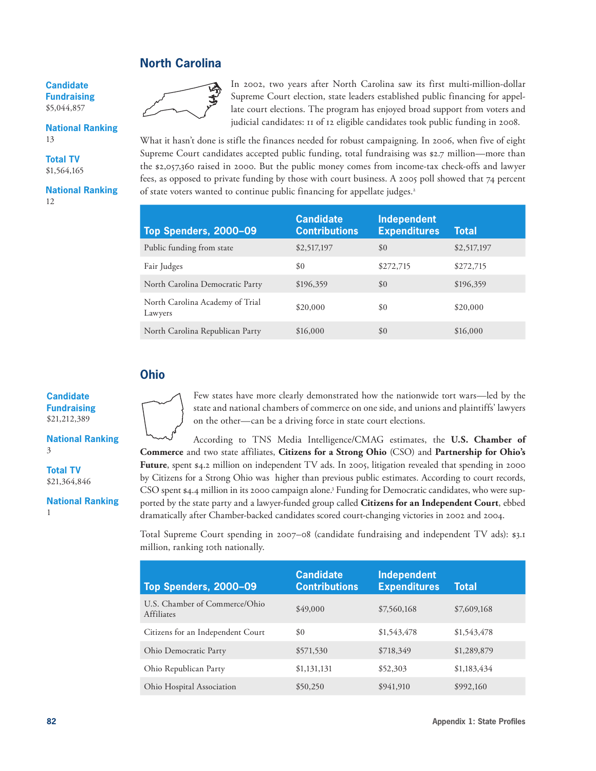## North Carolina

**Candidate Fundraising**
$5,044,857

**National Ranking**
13

**Total TV**
$1,564,165

**National Ranking**
12

In 2002, two years after North Carolina saw its first multi-million-dollar Supreme Court election, state leaders established public financing for appellate court elections. The program has enjoyed broad support from voters and judicial candidates: 11 of 12 eligible candidates took public funding in 2008.

What it hasn't done is stifle the finances needed for robust campaigning. In 2006, when five of eight Supreme Court candidates accepted public funding, total fundraising was $2.7 million—more than the $2,057,360 raised in 2000. But the public money comes from income-tax check-offs and lawyer fees, as opposed to private funding by those with court business. A 2005 poll showed that 74 percent of state voters wanted to continue public financing for appellate judges.[2]

| Top Spenders, 2000–09 | Candidate Contributions | Independent Expenditures | Total |
|---|---|---|---|
| Public funding from state | $2,517,197 | $0 | $2,517,197 |
| Fair Judges | $0 | $272,715 | $272,715 |
| North Carolina Democratic Party | $196,359 | $0 | $196,359 |
| North Carolina Academy of Trial Lawyers | $20,000 | $0 | $20,000 |
| North Carolina Republican Party | $16,000 | $0 | $16,000 |

## Ohio

**Candidate Fundraising**
$21,212,389

**National Ranking**
3

**Total TV**
$21,364,846

**National Ranking**
1

Few states have more clearly demonstrated how the nationwide tort wars—led by the state and national chambers of commerce on one side, and unions and plaintiffs' lawyers on the other—can be a driving force in state court elections.

According to TNS Media Intelligence/CMAG estimates, the **U.S. Chamber of Commerce** and two state affiliates, **Citizens for a Strong Ohio** (CSO) and **Partnership for Ohio's Future**, spent $4.2 million on independent TV ads. In 2005, litigation revealed that spending in 2000 by Citizens for a Strong Ohio was higher than previous public estimates. According to court records, CSO spent $4.4 million in its 2000 campaign alone.[3] Funding for Democratic candidates, who were supported by the state party and a lawyer-funded group called **Citizens for an Independent Court**, ebbed dramatically after Chamber-backed candidates scored court-changing victories in 2002 and 2004.

Total Supreme Court spending in 2007–08 (candidate fundraising and independent TV ads): $3.1 million, ranking 10th nationally.

| Top Spenders, 2000–09 | Candidate Contributions | Independent Expenditures | Total |
|---|---|---|---|
| U.S. Chamber of Commerce/Ohio Affiliates | $49,000 | $7,560,168 | $7,609,168 |
| Citizens for an Independent Court | $0 | $1,543,478 | $1,543,478 |
| Ohio Democratic Party | $571,530 | $718,349 | $1,289,879 |
| Ohio Republican Party | $1,131,131 | $52,303 | $1,183,434 |
| Ohio Hospital Association | $50,250 | $941,910 | $992,160 |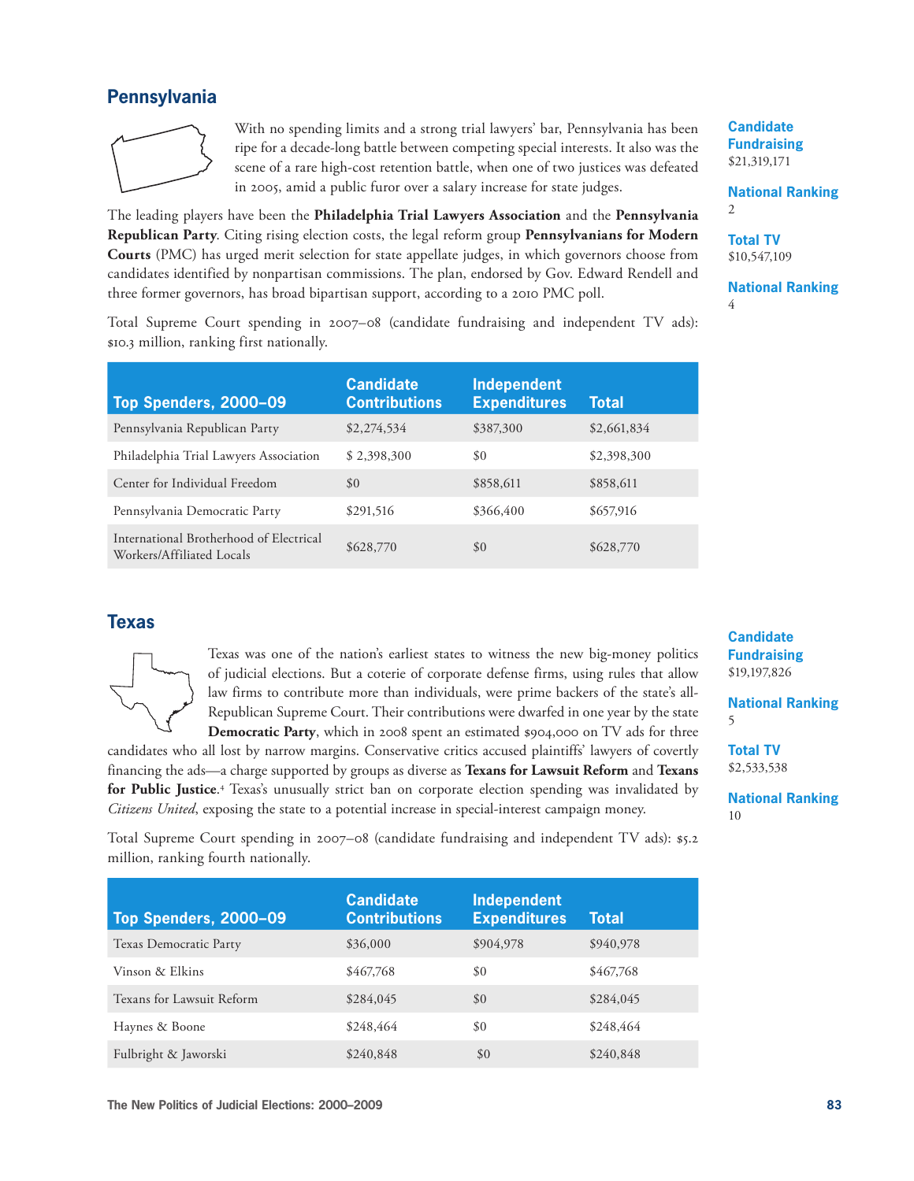## Pennsylvania

With no spending limits and a strong trial lawyers' bar, Pennsylvania has been ripe for a decade-long battle between competing special interests. It also was the scene of a rare high-cost retention battle, when one of two justices was defeated in 2005, amid a public furor over a salary increase for state judges.

The leading players have been the **Philadelphia Trial Lawyers Association** and the **Pennsylvania Republican Party**. Citing rising election costs, the legal reform group **Pennsylvanians for Modern Courts** (PMC) has urged merit selection for state appellate judges, in which governors choose from candidates identified by nonpartisan commissions. The plan, endorsed by Gov. Edward Rendell and three former governors, has broad bipartisan support, according to a 2010 PMC poll.

Total Supreme Court spending in 2007–08 (candidate fundraising and independent TV ads): $10.3 million, ranking first nationally.

**Candidate Fundraising**
$21,319,171

**National Ranking**
2

**Total TV**
$10,547,109

**National Ranking**
4

| Top Spenders, 2000–09 | Candidate Contributions | Independent Expenditures | Total |
|---|---|---|---|
| Pennsylvania Republican Party | $2,274,534 | $387,300 | $2,661,834 |
| Philadelphia Trial Lawyers Association | $ 2,398,300 | $0 | $2,398,300 |
| Center for Individual Freedom | $0 | $858,611 | $858,611 |
| Pennsylvania Democratic Party | $291,516 | $366,400 | $657,916 |
| International Brotherhood of Electrical Workers/Affiliated Locals | $628,770 | $0 | $628,770 |

## Texas

Texas was one of the nation's earliest states to witness the new big-money politics of judicial elections. But a coterie of corporate defense firms, using rules that allow law firms to contribute more than individuals, were prime backers of the state's all-Republican Supreme Court. Their contributions were dwarfed in one year by the state **Democratic Party**, which in 2008 spent an estimated $904,000 on TV ads for three candidates who all lost by narrow margins. Conservative critics accused plaintiffs' lawyers of covertly financing the ads—a charge supported by groups as diverse as **Texans for Lawsuit Reform** and **Texans for Public Justice**.[4] Texas's unusually strict ban on corporate election spending was invalidated by *Citizens United*, exposing the state to a potential increase in special-interest campaign money.

Total Supreme Court spending in 2007–08 (candidate fundraising and independent TV ads): $5.2 million, ranking fourth nationally.

**Candidate Fundraising**
$19,197,826

**National Ranking**
5

**Total TV**
$2,533,538

**National Ranking**
10

| Top Spenders, 2000–09 | Candidate Contributions | Independent Expenditures | Total |
|---|---|---|---|
| Texas Democratic Party | $36,000 | $904,978 | $940,978 |
| Vinson & Elkins | $467,768 | $0 | $467,768 |
| Texans for Lawsuit Reform | $284,045 | $0 | $284,045 |
| Haynes & Boone | $248,464 | $0 | $248,464 |
| Fulbright & Jaworski | $240,848 | $0 | $240,848 |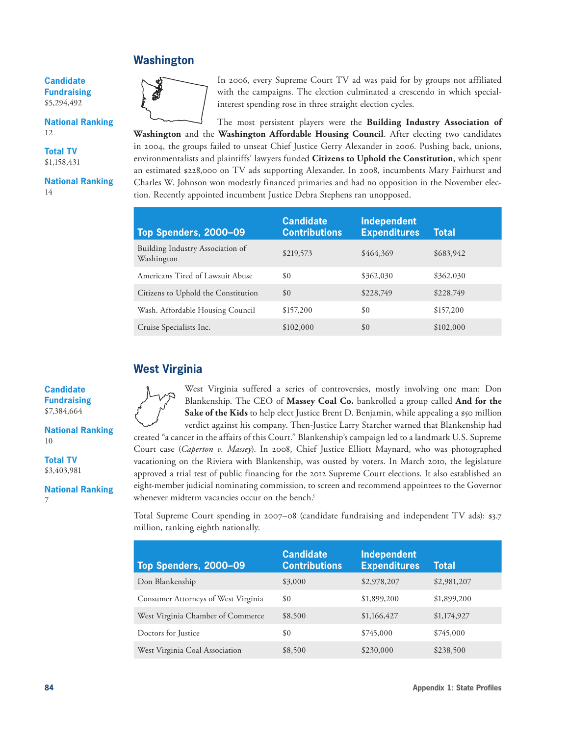## Washington

**Candidate Fundraising**
$5,294,492

**National Ranking**
12

**Total TV**
$1,158,431

**National Ranking**
14

In 2006, every Supreme Court TV ad was paid for by groups not affiliated with the campaigns. The election culminated a crescendo in which special-interest spending rose in three straight election cycles.

The most persistent players were the **Building Industry Association of Washington** and the **Washington Affordable Housing Council**. After electing two candidates in 2004, the groups failed to unseat Chief Justice Gerry Alexander in 2006. Pushing back, unions, environmentalists and plaintiffs' lawyers funded **Citizens to Uphold the Constitution**, which spent an estimated $228,000 on TV ads supporting Alexander. In 2008, incumbents Mary Fairhurst and Charles W. Johnson won modestly financed primaries and had no opposition in the November election. Recently appointed incumbent Justice Debra Stephens ran unopposed.

| Top Spenders, 2000–09 | Candidate Contributions | Independent Expenditures | Total |
|---|---|---|---|
| Building Industry Association of Washington | $219,573 | $464,369 | $683,942 |
| Americans Tired of Lawsuit Abuse | $0 | $362,030 | $362,030 |
| Citizens to Uphold the Constitution | $0 | $228,749 | $228,749 |
| Wash. Affordable Housing Council | $157,200 | $0 | $157,200 |
| Cruise Specialists Inc. | $102,000 | $0 | $102,000 |

## West Virginia

**Candidate Fundraising**
$7,384,664

**National Ranking**
10

**Total TV**
$3,403,981

**National Ranking**
7

West Virginia suffered a series of controversies, mostly involving one man: Don Blankenship. The CEO of **Massey Coal Co.** bankrolled a group called **And for the Sake of the Kids** to help elect Justice Brent D. Benjamin, while appealing a $50 million verdict against his company. Then-Justice Larry Starcher warned that Blankenship had created "a cancer in the affairs of this Court." Blankenship's campaign led to a landmark U.S. Supreme Court case (*Caperton v. Massey*). In 2008, Chief Justice Elliott Maynard, who was photographed vacationing on the Riviera with Blankenship, was ousted by voters. In March 2010, the legislature approved a trial test of public financing for the 2012 Supreme Court elections. It also established an eight-member judicial nominating commission, to screen and recommend appointees to the Governor whenever midterm vacancies occur on the bench.[5]

Total Supreme Court spending in 2007–08 (candidate fundraising and independent TV ads): $3.7 million, ranking eighth nationally.

| Top Spenders, 2000–09 | Candidate Contributions | Independent Expenditures | Total |
|---|---|---|---|
| Don Blankenship | $3,000 | $2,978,207 | $2,981,207 |
| Consumer Attorneys of West Virginia | $0 | $1,899,200 | $1,899,200 |
| West Virginia Chamber of Commerce | $8,500 | $1,166,427 | $1,174,927 |
| Doctors for Justice | $0 | $745,000 | $745,000 |
| West Virginia Coal Association | $8,500 | $230,000 | $238,500 |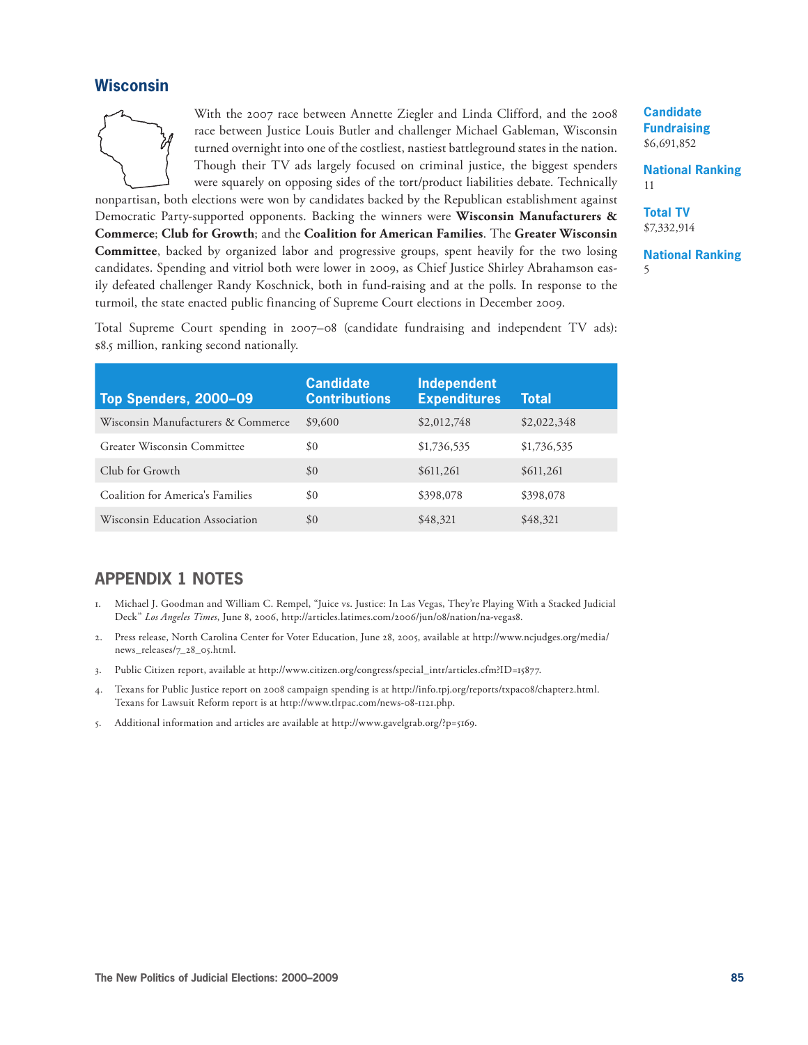## Wisconsin

With the 2007 race between Annette Ziegler and Linda Clifford, and the 2008 race between Justice Louis Butler and challenger Michael Gableman, Wisconsin turned overnight into one of the costliest, nastiest battleground states in the nation. Though their TV ads largely focused on criminal justice, the biggest spenders were squarely on opposing sides of the tort/product liabilities debate. Technically nonpartisan, both elections were won by candidates backed by the Republican establishment against Democratic Party-supported opponents. Backing the winners were **Wisconsin Manufacturers & Commerce**; **Club for Growth**; and the **Coalition for American Families**. The **Greater Wisconsin Committee**, backed by organized labor and progressive groups, spent heavily for the two losing candidates. Spending and vitriol both were lower in 2009, as Chief Justice Shirley Abrahamson easily defeated challenger Randy Koschnick, both in fund-raising and at the polls. In response to the turmoil, the state enacted public financing of Supreme Court elections in December 2009.

**Candidate Fundraising**
$6,691,852

**National Ranking**
11

**Total TV**
$7,332,914

**National Ranking**
5

Total Supreme Court spending in 2007–08 (candidate fundraising and independent TV ads): $8.5 million, ranking second nationally.

| Top Spenders, 2000–09 | Candidate Contributions | Independent Expenditures | Total |
|---|---|---|---|
| Wisconsin Manufacturers & Commerce | $9,600 | $2,012,748 | $2,022,348 |
| Greater Wisconsin Committee | $0 | $1,736,535 | $1,736,535 |
| Club for Growth | $0 | $611,261 | $611,261 |
| Coalition for America's Families | $0 | $398,078 | $398,078 |
| Wisconsin Education Association | $0 | $48,321 | $48,321 |

## APPENDIX 1 NOTES

1. Michael J. Goodman and William C. Rempel, "Juice vs. Justice: In Las Vegas, They're Playing With a Stacked Judicial Deck" *Los Angeles Times*, June 8, 2006, http://articles.latimes.com/2006/jun/08/nation/na-vegas8.
2. Press release, North Carolina Center for Voter Education, June 28, 2005, available at http://www.ncjudges.org/media/news_releases/7_28_05.html.
3. Public Citizen report, available at http://www.citizen.org/congress/special_intr/articles.cfm?ID=15877.
4. Texans for Public Justice report on 2008 campaign spending is at http://info.tpj.org/reports/txpac08/chapter2.html. Texans for Lawsuit Reform report is at http://www.tlrpac.com/news-08-1121.php.
5. Additional information and articles are available at http://www.gavelgrab.org/?p=5169.